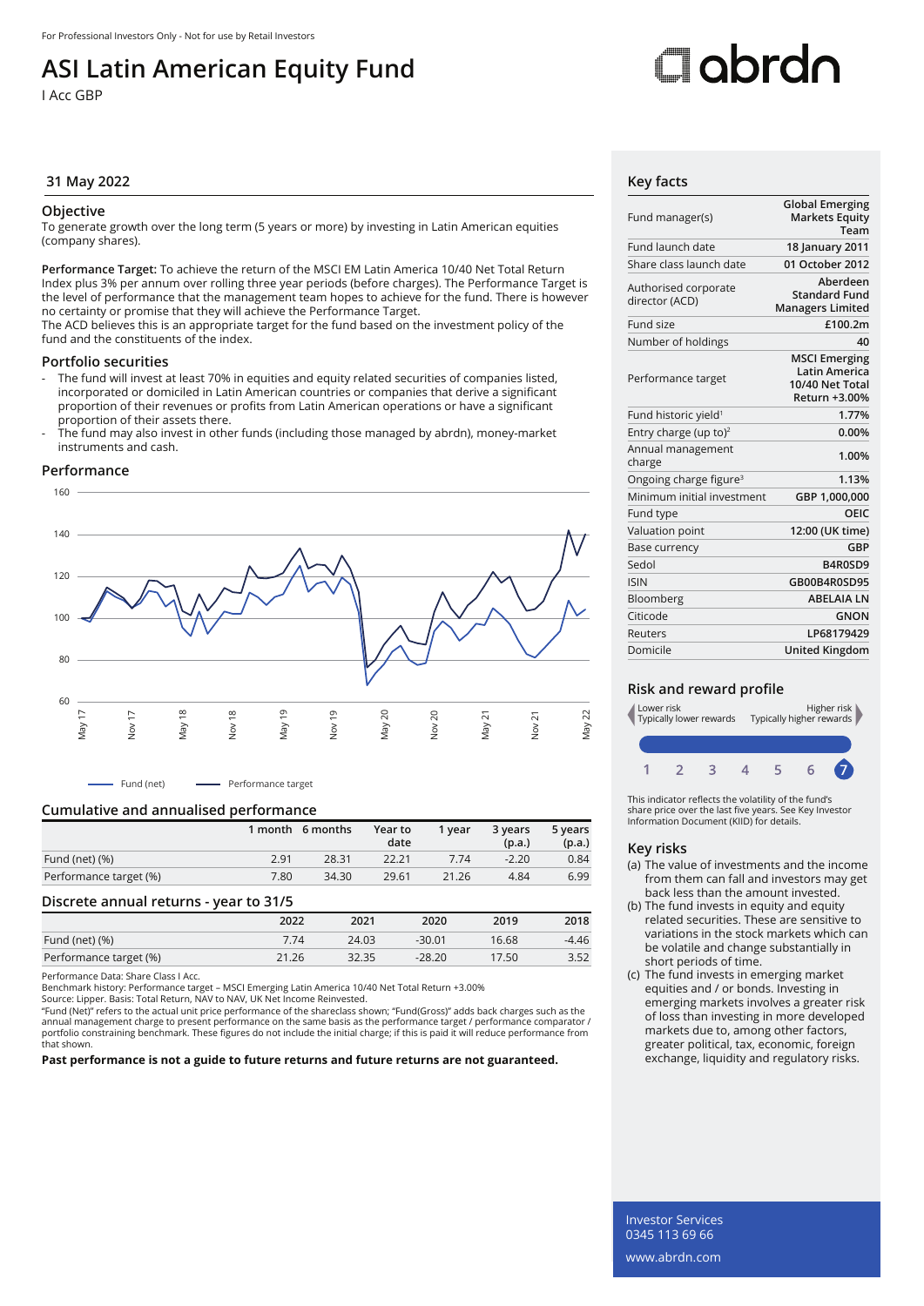For Professional Investors Only - Not for use by Retail Investors

# ASI Latin American Equity Fund

I Acc GBP

31 May 2022

## Objective

To generate growth over the long term (5 years or more) by investing in Latin American equities (company shares).

**Performance Target:** To achieve the return of the MSCI EM Latin America 10/40 Net Total Return Index plus 3% per annum over rolling three year periods (before charges). The Performance Target is the level of performance that the management team hopes to achieve for the fund. There is however no certainty or promise that they will achieve the Performance Target.
The ACD believes this is an appropriate target for the fund based on the investment policy of the fund and the constituents of the index.

## Portfolio securities

- The fund will invest at least 70% in equities and equity related securities of companies listed, incorporated or domiciled in Latin American countries or companies that derive a significant proportion of their revenues or profits from Latin American operations or have a significant proportion of their assets there.
- The fund may also invest in other funds (including those managed by abrdn), money-market instruments and cash.

## Performance

Fund (net) — Performance target

## Cumulative and annualised performance

| | 1 month | 6 months | Year to date | 1 year | 3 years (p.a.) | 5 years (p.a.) |
|---|---|---|---|---|---|---|
| Fund (net) (%) | 2.91 | 28.31 | 22.21 | 7.74 | -2.20 | 0.84 |
| Performance target (%) | 7.80 | 34.30 | 29.61 | 21.26 | 4.84 | 6.99 |

## Discrete annual returns - year to 31/5

| | 2022 | 2021 | 2020 | 2019 | 2018 |
|---|---|---|---|---|---|
| Fund (net) (%) | 7.74 | 24.03 | -30.01 | 16.68 | -4.46 |
| Performance target (%) | 21.26 | 32.35 | -28.20 | 17.50 | 3.52 |

Performance Data: Share Class I Acc.
Benchmark history: Performance target – MSCI Emerging Latin America 10/40 Net Total Return +3.00%
Source: Lipper. Basis: Total Return, NAV to NAV, UK Net Income Reinvested.
"Fund (Net)" refers to the actual unit price performance of the shareclass shown; "Fund(Gross)" adds back charges such as the annual management charge to present performance on the same basis as the performance target / performance comparator / portfolio constraining benchmark. These figures do not include the initial charge; if this is paid it will reduce performance from that shown.

**Past performance is not a guide to future returns and future returns are not guaranteed.**

## Key facts

| | |
|---|---|
| Fund manager(s) | Global Emerging Markets Equity Team |
| Fund launch date | 18 January 2011 |
| Share class launch date | 01 October 2012 |
| Authorised corporate director (ACD) | Aberdeen Standard Fund Managers Limited |
| Fund size | £100.2m |
| Number of holdings | 40 |
| Performance target | MSCI Emerging Latin America 10/40 Net Total Return +3.00% |
| Fund historic yield[1] | 1.77% |
| Entry charge (up to)[2] | 0.00% |
| Annual management charge | 1.00% |
| Ongoing charge figure[3] | 1.13% |
| Minimum initial investment | GBP 1,000,000 |
| Fund type | OEIC |
| Valuation point | 12:00 (UK time) |
| Base currency | GBP |
| Sedol | B4R0SD9 |
| ISIN | GB00B4R0SD95 |
| Bloomberg | ABELAIA LN |
| Citicode | GNON |
| Reuters | LP68179429 |
| Domicile | United Kingdom |

## Risk and reward profile

Lower risk — Typically lower rewards | Higher risk — Typically higher rewards

1 2 3 4 5 6 **7**

This indicator reflects the volatility of the fund's share price over the last five years. See Key Investor Information Document (KIID) for details.

## Key risks

(a) The value of investments and the income from them can fall and investors may get back less than the amount invested.
(b) The fund invests in equity and equity related securities. These are sensitive to variations in the stock markets which can be volatile and change substantially in short periods of time.
(c) The fund invests in emerging market equities and / or bonds. Investing in emerging markets involves a greater risk of loss than investing in more developed markets due to, among other factors, greater political, tax, economic, foreign exchange, liquidity and regulatory risks.

Investor Services
0345 113 69 66
www.abrdn.com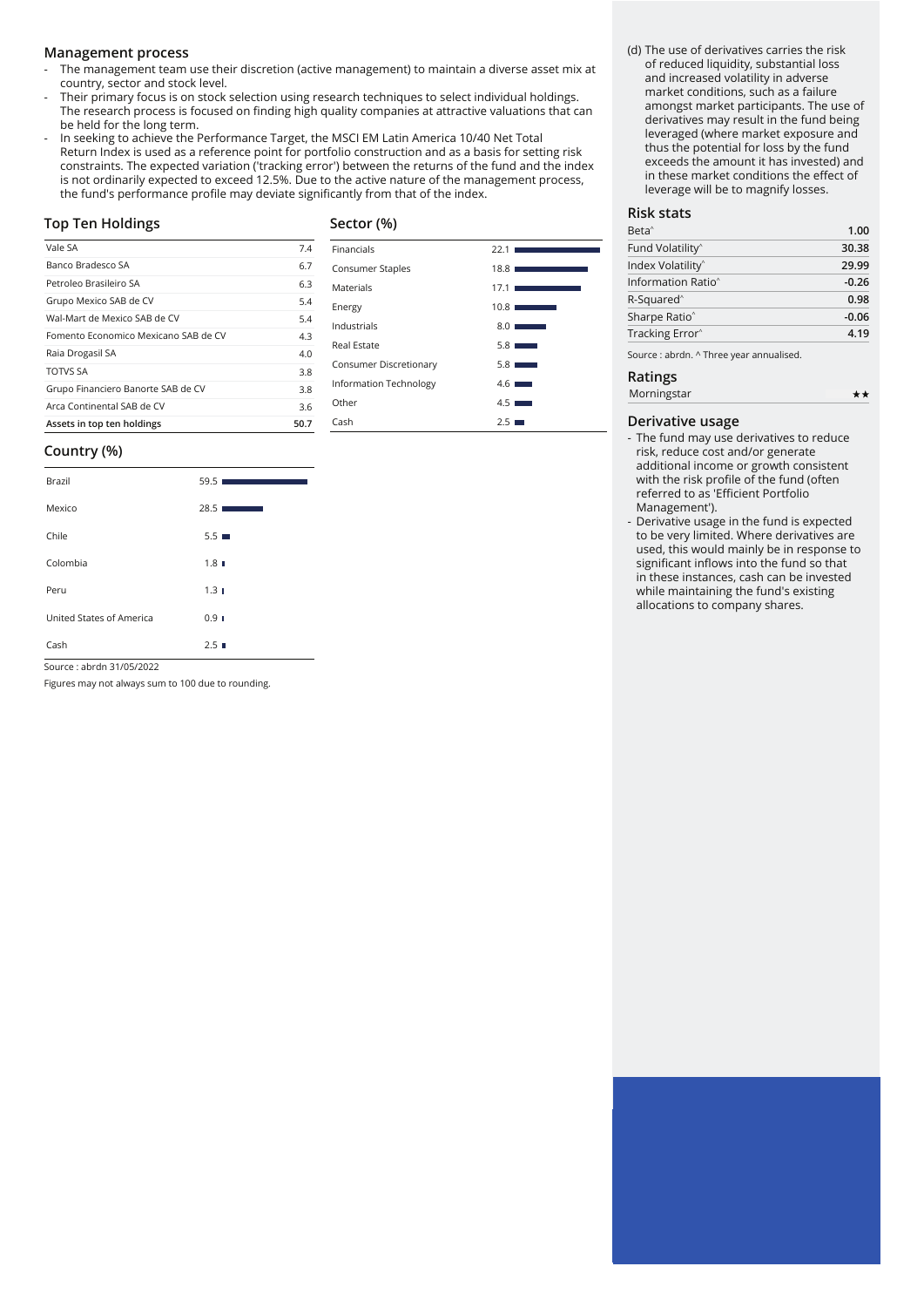## Management process

- The management team use their discretion (active management) to maintain a diverse asset mix at country, sector and stock level.
- Their primary focus is on stock selection using research techniques to select individual holdings. The research process is focused on finding high quality companies at attractive valuations that can be held for the long term.
- In seeking to achieve the Performance Target, the MSCI EM Latin America 10/40 Net Total Return Index is used as a reference point for portfolio construction and as a basis for setting risk constraints. The expected variation ('tracking error') between the returns of the fund and the index is not ordinarily expected to exceed 12.5%. Due to the active nature of the management process, the fund's performance profile may deviate significantly from that of the index.

## Top Ten Holdings

| | |
|---|---|
| Vale SA | 7.4 |
| Banco Bradesco SA | 6.7 |
| Petroleo Brasileiro SA | 6.3 |
| Grupo Mexico SAB de CV | 5.4 |
| Wal-Mart de Mexico SAB de CV | 5.4 |
| Fomento Economico Mexicano SAB de CV | 4.3 |
| Raia Drogasil SA | 4.0 |
| TOTVS SA | 3.8 |
| Grupo Financiero Banorte SAB de CV | 3.8 |
| Arca Continental SAB de CV | 3.6 |
| **Assets in top ten holdings** | **50.7** |

## Sector (%)

| | |
|---|---|
| Financials | 22.1 |
| Consumer Staples | 18.8 |
| Materials | 17.1 |
| Energy | 10.8 |
| Industrials | 8.0 |
| Real Estate | 5.8 |
| Consumer Discretionary | 5.8 |
| Information Technology | 4.6 |
| Other | 4.5 |
| Cash | 2.5 |

## Country (%)

| | |
|---|---|
| Brazil | 59.5 |
| Mexico | 28.5 |
| Chile | 5.5 |
| Colombia | 1.8 |
| Peru | 1.3 |
| United States of America | 0.9 |
| Cash | 2.5 |

Source : abrdn 31/05/2022

Figures may not always sum to 100 due to rounding.

(d) The use of derivatives carries the risk of reduced liquidity, substantial loss and increased volatility in adverse market conditions, such as a failure amongst market participants. The use of derivatives may result in the fund being leveraged (where market exposure and thus the potential for loss by the fund exceeds the amount it has invested) and in these market conditions the effect of leverage will be to magnify losses.

## Risk stats

| | |
|---|---|
| Beta^ | 1.00 |
| Fund Volatility^ | 30.38 |
| Index Volatility^ | 29.99 |
| Information Ratio^ | -0.26 |
| R-Squared^ | 0.98 |
| Sharpe Ratio^ | -0.06 |
| Tracking Error^ | 4.19 |

Source : abrdn. ^ Three year annualised.

## Ratings

| | |
|---|---|
| Morningstar | ★★ |

## Derivative usage

- The fund may use derivatives to reduce risk, reduce cost and/or generate additional income or growth consistent with the risk profile of the fund (often referred to as 'Efficient Portfolio Management').
- Derivative usage in the fund is expected to be very limited. Where derivatives are used, this would mainly be in response to significant inflows into the fund so that in these instances, cash can be invested while maintaining the fund's existing allocations to company shares.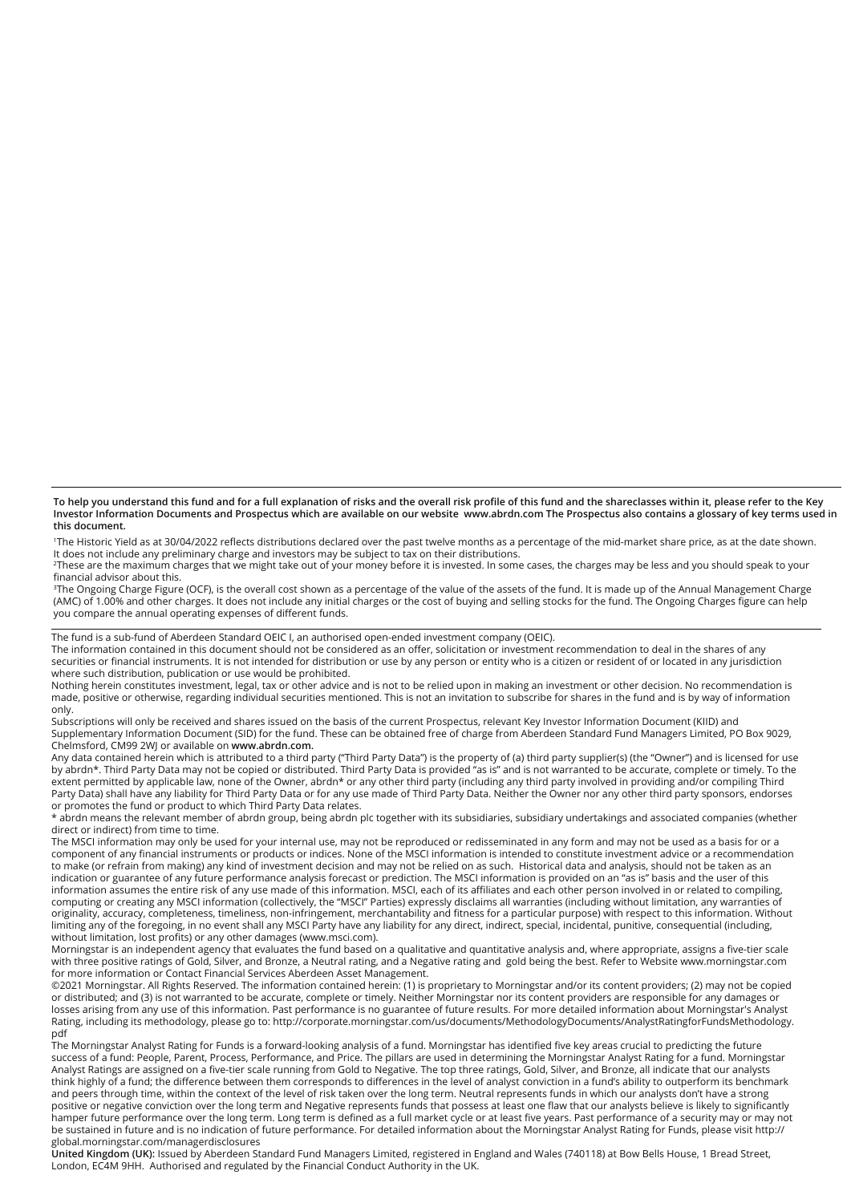**To help you understand this fund and for a full explanation of risks and the overall risk profile of this fund and the shareclasses within it, please refer to the Key Investor Information Documents and Prospectus which are available on our website www.abrdn.com The Prospectus also contains a glossary of key terms used in this document.**

[1]The Historic Yield as at 30/04/2022 reflects distributions declared over the past twelve months as a percentage of the mid-market share price, as at the date shown. It does not include any preliminary charge and investors may be subject to tax on their distributions.
[2]These are the maximum charges that we might take out of your money before it is invested. In some cases, the charges may be less and you should speak to your financial advisor about this.
[3]The Ongoing Charge Figure (OCF), is the overall cost shown as a percentage of the value of the assets of the fund. It is made up of the Annual Management Charge (AMC) of 1.00% and other charges. It does not include any initial charges or the cost of buying and selling stocks for the fund. The Ongoing Charges figure can help you compare the annual operating expenses of different funds.

The fund is a sub-fund of Aberdeen Standard OEIC I, an authorised open-ended investment company (OEIC).
The information contained in this document should not be considered as an offer, solicitation or investment recommendation to deal in the shares of any securities or financial instruments. It is not intended for distribution or use by any person or entity who is a citizen or resident of or located in any jurisdiction where such distribution, publication or use would be prohibited.
Nothing herein constitutes investment, legal, tax or other advice and is not to be relied upon in making an investment or other decision. No recommendation is made, positive or otherwise, regarding individual securities mentioned. This is not an invitation to subscribe for shares in the fund and is by way of information only.
Subscriptions will only be received and shares issued on the basis of the current Prospectus, relevant Key Investor Information Document (KIID) and Supplementary Information Document (SID) for the fund. These can be obtained free of charge from Aberdeen Standard Fund Managers Limited, PO Box 9029, Chelmsford, CM99 2WJ or available on **www.abrdn.com.**
Any data contained herein which is attributed to a third party ("Third Party Data") is the property of (a) third party supplier(s) (the "Owner") and is licensed for use by abrdn*. Third Party Data may not be copied or distributed. Third Party Data is provided "as is" and is not warranted to be accurate, complete or timely. To the extent permitted by applicable law, none of the Owner, abrdn* or any other third party (including any third party involved in providing and/or compiling Third Party Data) shall have any liability for Third Party Data or for any use made of Third Party Data. Neither the Owner nor any other third party sponsors, endorses or promotes the fund or product to which Third Party Data relates.
* abrdn means the relevant member of abrdn group, being abrdn plc together with its subsidiaries, subsidiary undertakings and associated companies (whether direct or indirect) from time to time.
The MSCI information may only be used for your internal use, may not be reproduced or redisseminated in any form and may not be used as a basis for or a component of any financial instruments or products or indices. None of the MSCI information is intended to constitute investment advice or a recommendation to make (or refrain from making) any kind of investment decision and may not be relied on as such. Historical data and analysis, should not be taken as an indication or guarantee of any future performance analysis forecast or prediction. The MSCI information is provided on an "as is" basis and the user of this information assumes the entire risk of any use made of this information. MSCI, each of its affiliates and each other person involved in or related to compiling, computing or creating any MSCI information (collectively, the "MSCI" Parties) expressly disclaims all warranties (including without limitation, any warranties of originality, accuracy, completeness, timeliness, non-infringement, merchantability and fitness for a particular purpose) with respect to this information. Without limiting any of the foregoing, in no event shall any MSCI Party have any liability for any direct, indirect, special, incidental, punitive, consequential (including, without limitation, lost profits) or any other damages (www.msci.com).
Morningstar is an independent agency that evaluates the fund based on a qualitative and quantitative analysis and, where appropriate, assigns a five-tier scale with three positive ratings of Gold, Silver, and Bronze, a Neutral rating, and a Negative rating and gold being the best. Refer to Website www.morningstar.com for more information or Contact Financial Services Aberdeen Asset Management.
©2021 Morningstar. All Rights Reserved. The information contained herein: (1) is proprietary to Morningstar and/or its content providers; (2) may not be copied or distributed; and (3) is not warranted to be accurate, complete or timely. Neither Morningstar nor its content providers are responsible for any damages or losses arising from any use of this information. Past performance is no guarantee of future results. For more detailed information about Morningstar's Analyst Rating, including its methodology, please go to: http://corporate.morningstar.com/us/documents/MethodologyDocuments/AnalystRatingforFundsMethodology.pdf
The Morningstar Analyst Rating for Funds is a forward-looking analysis of a fund. Morningstar has identified five key areas crucial to predicting the future success of a fund: People, Parent, Process, Performance, and Price. The pillars are used in determining the Morningstar Analyst Rating for a fund. Morningstar Analyst Ratings are assigned on a five-tier scale running from Gold to Negative. The top three ratings, Gold, Silver, and Bronze, all indicate that our analysts think highly of a fund; the difference between them corresponds to differences in the level of analyst conviction in a fund's ability to outperform its benchmark and peers through time, within the context of the level of risk taken over the long term. Neutral represents funds in which our analysts don't have a strong positive or negative conviction over the long term and Negative represents funds that possess at least one flaw that our analysts believe is likely to significantly hamper future performance over the long term. Long term is defined as a full market cycle or at least five years. Past performance of a security may or may not be sustained in future and is no indication of future performance. For detailed information about the Morningstar Analyst Rating for Funds, please visit http://global.morningstar.com/managerdisclosures
**United Kingdom (UK):** Issued by Aberdeen Standard Fund Managers Limited, registered in England and Wales (740118) at Bow Bells House, 1 Bread Street, London, EC4M 9HH. Authorised and regulated by the Financial Conduct Authority in the UK.